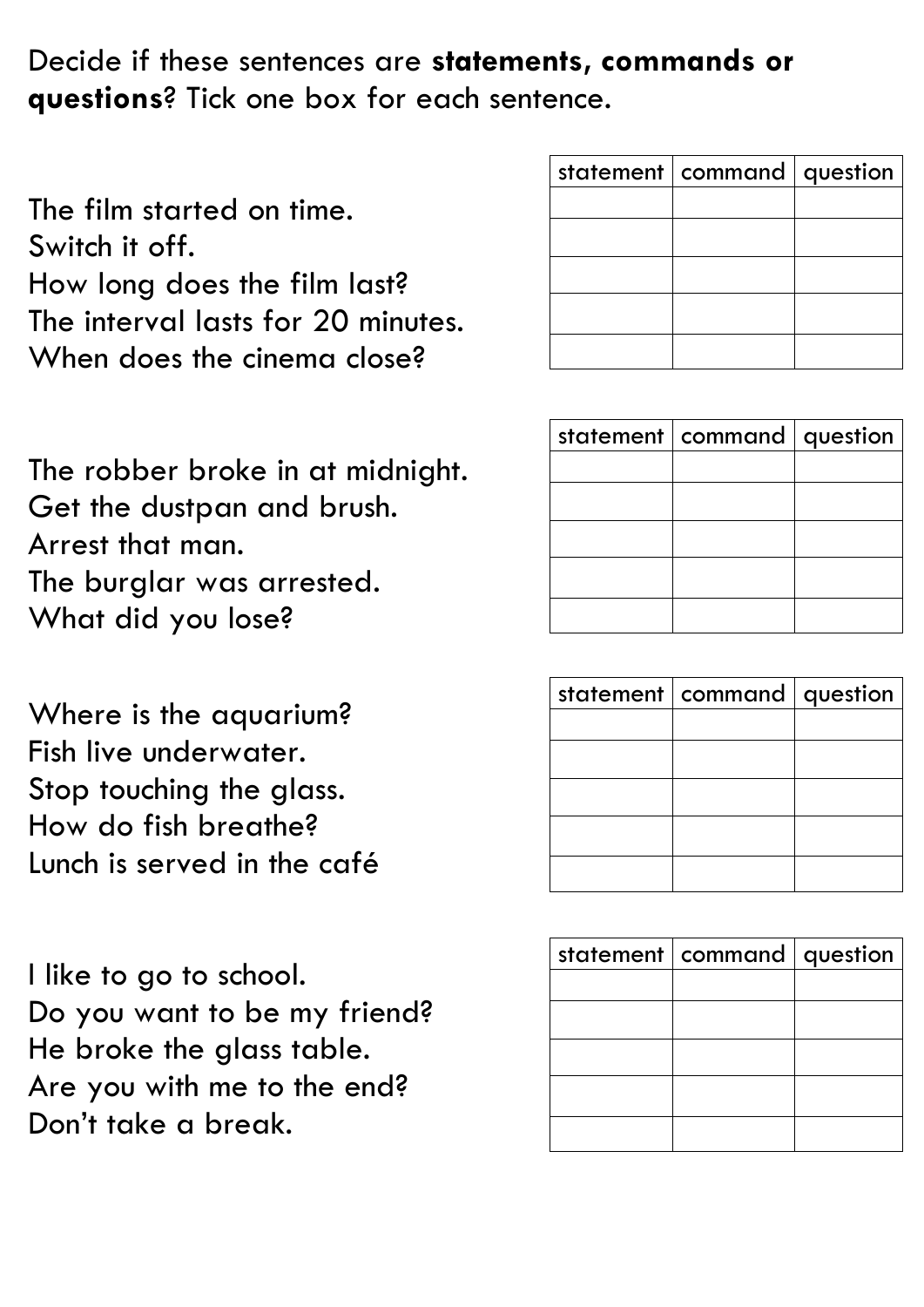Decide if these sentences are **statements, commands or questions**? Tick one box for each sentence.

| | statement | command | question |
|---|---|---|---|
| The film started on time. | | | |
| Switch it off. | | | |
| How long does the film last? | | | |
| The interval lasts for 20 minutes. | | | |
| When does the cinema close? | | | |

| | statement | command | question |
|---|---|---|---|
| The robber broke in at midnight. | | | |
| Get the dustpan and brush. | | | |
| Arrest that man. | | | |
| The burglar was arrested. | | | |
| What did you lose? | | | |

| | statement | command | question |
|---|---|---|---|
| Where is the aquarium? | | | |
| Fish live underwater. | | | |
| Stop touching the glass. | | | |
| How do fish breathe? | | | |
| Lunch is served in the café | | | |

| | statement | command | question |
|---|---|---|---|
| I like to go to school. | | | |
| Do you want to be my friend? | | | |
| He broke the glass table. | | | |
| Are you with me to the end? | | | |
| Don't take a break. | | | |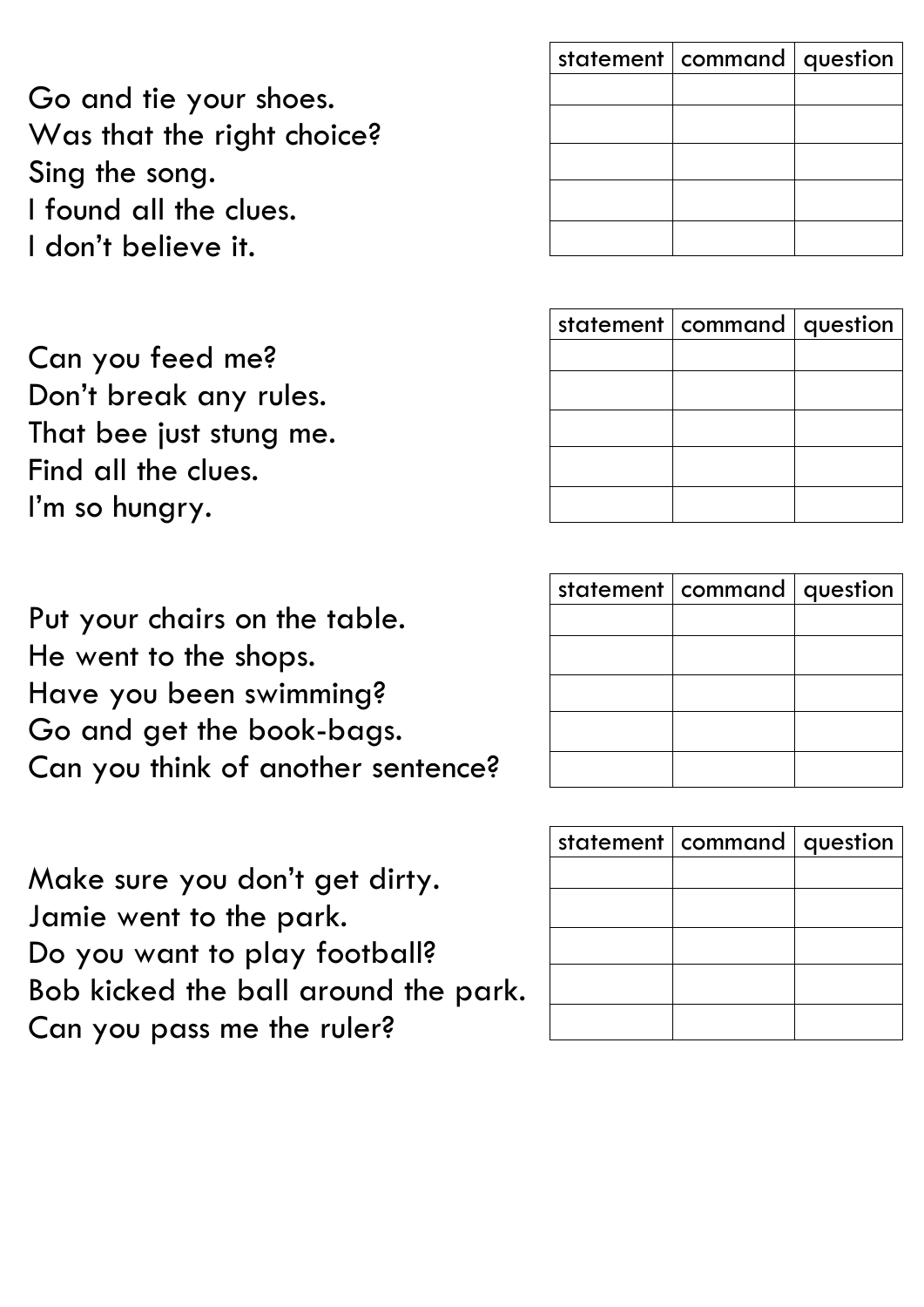Go and tie your shoes.
Was that the right choice?
Sing the song.
I found all the clues.
I don't believe it.

| statement | command | question |
| --- | --- | --- |
| | | |
| | | |
| | | |
| | | |
| | | |

Can you feed me?
Don't break any rules.
That bee just stung me.
Find all the clues.
I'm so hungry.

| statement | command | question |
| --- | --- | --- |
| | | |
| | | |
| | | |
| | | |
| | | |

Put your chairs on the table.
He went to the shops.
Have you been swimming?
Go and get the book-bags.
Can you think of another sentence?

| statement | command | question |
| --- | --- | --- |
| | | |
| | | |
| | | |
| | | |
| | | |

Make sure you don't get dirty.
Jamie went to the park.
Do you want to play football?
Bob kicked the ball around the park.
Can you pass me the ruler?

| statement | command | question |
| --- | --- | --- |
| | | |
| | | |
| | | |
| | | |
| | | |